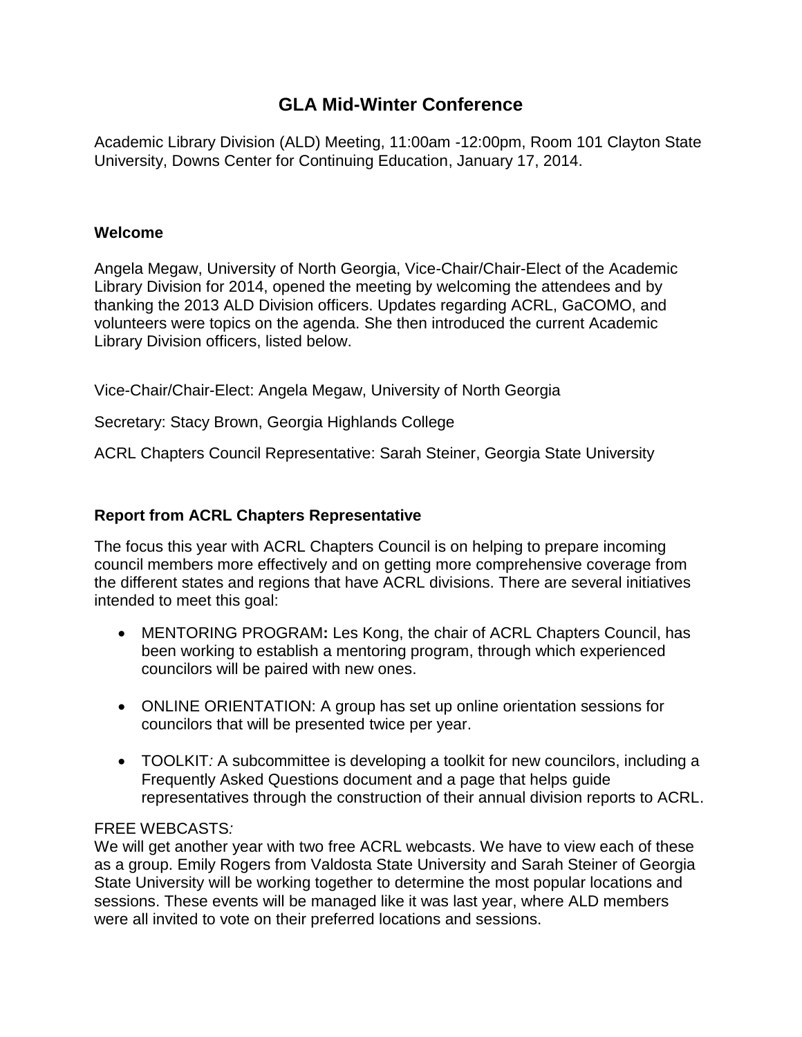# GLA Mid-Winter Conference

Academic Library Division (ALD) Meeting, 11:00am -12:00pm, Room 101 Clayton State University, Downs Center for Continuing Education, January 17, 2014.

### Welcome

Angela Megaw, University of North Georgia, Vice-Chair/Chair-Elect of the Academic Library Division for 2014, opened the meeting by welcoming the attendees and by thanking the 2013 ALD Division officers. Updates regarding ACRL, GaCOMO, and volunteers were topics on the agenda. She then introduced the current Academic Library Division officers, listed below.

Vice-Chair/Chair-Elect: Angela Megaw, University of North Georgia

Secretary: Stacy Brown, Georgia Highlands College

ACRL Chapters Council Representative: Sarah Steiner, Georgia State University

### Report from ACRL Chapters Representative

The focus this year with ACRL Chapters Council is on helping to prepare incoming council members more effectively and on getting more comprehensive coverage from the different states and regions that have ACRL divisions. There are several initiatives intended to meet this goal:

- MENTORING PROGRAM**:** Les Kong, the chair of ACRL Chapters Council, has been working to establish a mentoring program, through which experienced councilors will be paired with new ones.
- ONLINE ORIENTATION: A group has set up online orientation sessions for councilors that will be presented twice per year.
- TOOLKIT*:* A subcommittee is developing a toolkit for new councilors, including a Frequently Asked Questions document and a page that helps guide representatives through the construction of their annual division reports to ACRL.

FREE WEBCASTS*:*
We will get another year with two free ACRL webcasts. We have to view each of these as a group. Emily Rogers from Valdosta State University and Sarah Steiner of Georgia State University will be working together to determine the most popular locations and sessions. These events will be managed like it was last year, where ALD members were all invited to vote on their preferred locations and sessions.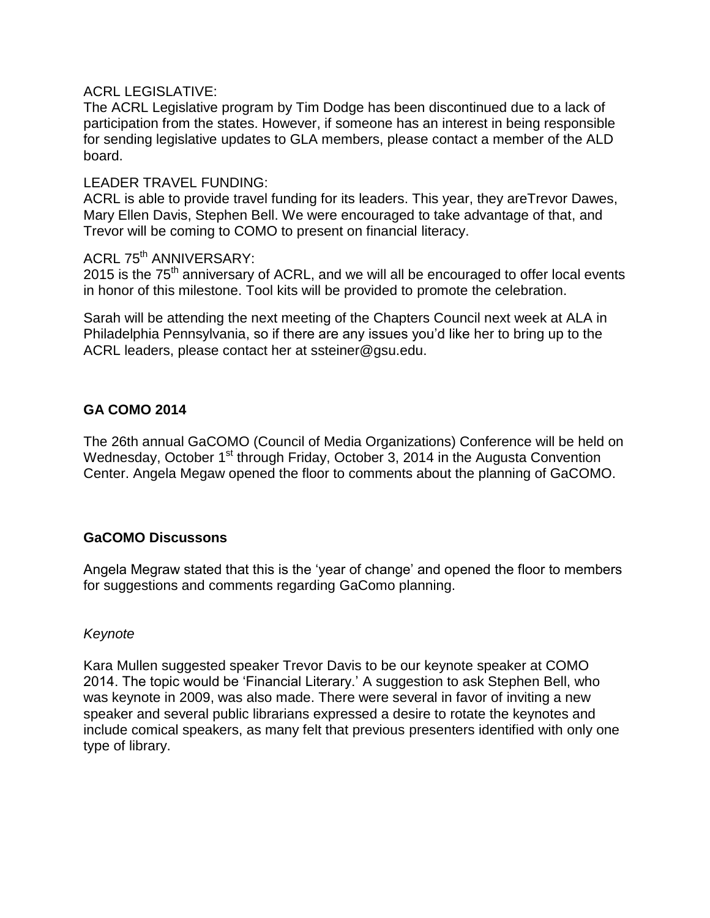ACRL LEGISLATIVE:
The ACRL Legislative program by Tim Dodge has been discontinued due to a lack of participation from the states. However, if someone has an interest in being responsible for sending legislative updates to GLA members, please contact a member of the ALD board.

LEADER TRAVEL FUNDING:
ACRL is able to provide travel funding for its leaders. This year, they areTrevor Dawes, Mary Ellen Davis, Stephen Bell. We were encouraged to take advantage of that, and Trevor will be coming to COMO to present on financial literacy.

ACRL 75th ANNIVERSARY:
2015 is the 75th anniversary of ACRL, and we will all be encouraged to offer local events in honor of this milestone. Tool kits will be provided to promote the celebration.

Sarah will be attending the next meeting of the Chapters Council next week at ALA in Philadelphia Pennsylvania, so if there are any issues you'd like her to bring up to the ACRL leaders, please contact her at ssteiner@gsu.edu.

**GA COMO 2014**

The 26th annual GaCOMO (Council of Media Organizations) Conference will be held on Wednesday, October 1st through Friday, October 3, 2014 in the Augusta Convention Center. Angela Megaw opened the floor to comments about the planning of GaCOMO.

**GaCOMO Discussons**

Angela Megraw stated that this is the 'year of change' and opened the floor to members for suggestions and comments regarding GaComo planning.

*Keynote*

Kara Mullen suggested speaker Trevor Davis to be our keynote speaker at COMO 2014. The topic would be 'Financial Literary.' A suggestion to ask Stephen Bell, who was keynote in 2009, was also made. There were several in favor of inviting a new speaker and several public librarians expressed a desire to rotate the keynotes and include comical speakers, as many felt that previous presenters identified with only one type of library.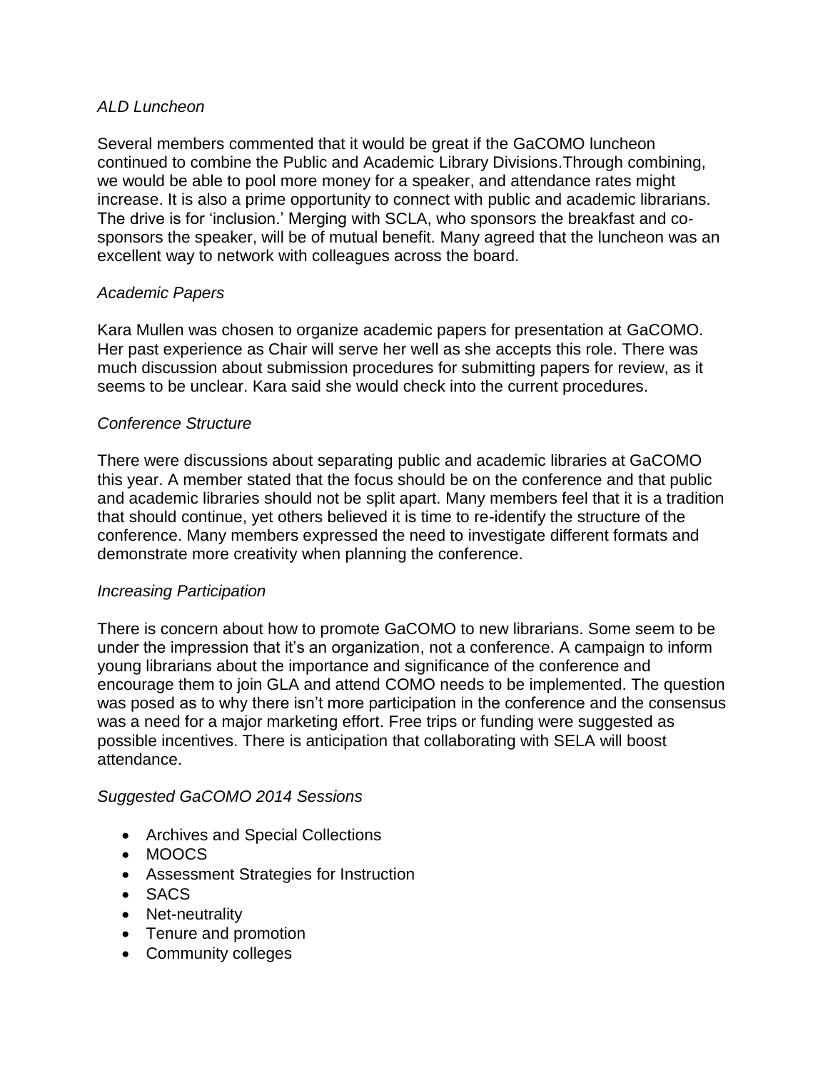*ALD Luncheon*

Several members commented that it would be great if the GaCOMO luncheon continued to combine the Public and Academic Library Divisions.Through combining, we would be able to pool more money for a speaker, and attendance rates might increase. It is also a prime opportunity to connect with public and academic librarians. The drive is for 'inclusion.' Merging with SCLA, who sponsors the breakfast and co-sponsors the speaker, will be of mutual benefit. Many agreed that the luncheon was an excellent way to network with colleagues across the board.

*Academic Papers*

Kara Mullen was chosen to organize academic papers for presentation at GaCOMO. Her past experience as Chair will serve her well as she accepts this role. There was much discussion about submission procedures for submitting papers for review, as it seems to be unclear. Kara said she would check into the current procedures.

*Conference Structure*

There were discussions about separating public and academic libraries at GaCOMO this year. A member stated that the focus should be on the conference and that public and academic libraries should not be split apart. Many members feel that it is a tradition that should continue, yet others believed it is time to re-identify the structure of the conference. Many members expressed the need to investigate different formats and demonstrate more creativity when planning the conference.

*Increasing Participation*

There is concern about how to promote GaCOMO to new librarians. Some seem to be under the impression that it's an organization, not a conference. A campaign to inform young librarians about the importance and significance of the conference and encourage them to join GLA and attend COMO needs to be implemented. The question was posed as to why there isn't more participation in the conference and the consensus was a need for a major marketing effort. Free trips or funding were suggested as possible incentives. There is anticipation that collaborating with SELA will boost attendance.

*Suggested GaCOMO 2014 Sessions*

- Archives and Special Collections
- MOOCS
- Assessment Strategies for Instruction
- SACS
- Net-neutrality
- Tenure and promotion
- Community colleges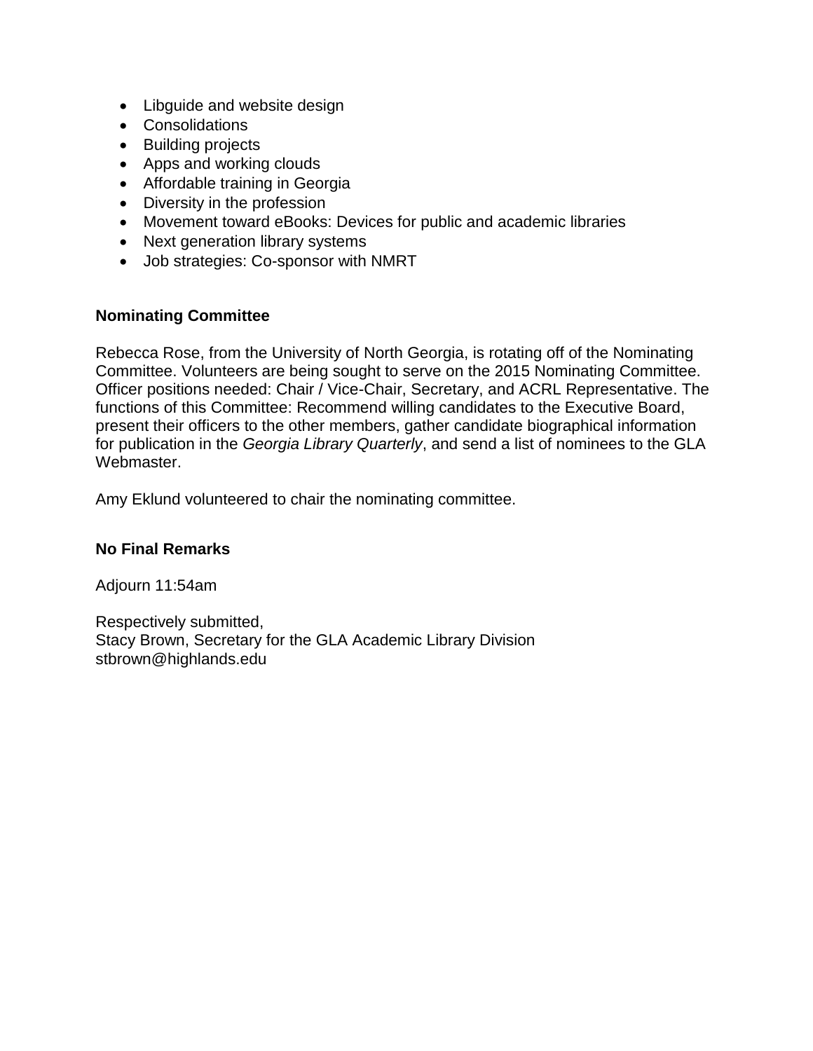- Libguide and website design
- Consolidations
- Building projects
- Apps and working clouds
- Affordable training in Georgia
- Diversity in the profession
- Movement toward eBooks: Devices for public and academic libraries
- Next generation library systems
- Job strategies: Co-sponsor with NMRT

**Nominating Committee**

Rebecca Rose, from the University of North Georgia, is rotating off of the Nominating Committee. Volunteers are being sought to serve on the 2015 Nominating Committee. Officer positions needed: Chair / Vice-Chair, Secretary, and ACRL Representative. The functions of this Committee: Recommend willing candidates to the Executive Board, present their officers to the other members, gather candidate biographical information for publication in the *Georgia Library Quarterly*, and send a list of nominees to the GLA Webmaster.

Amy Eklund volunteered to chair the nominating committee.

**No Final Remarks**

Adjourn 11:54am

Respectively submitted,
Stacy Brown, Secretary for the GLA Academic Library Division
stbrown@highlands.edu